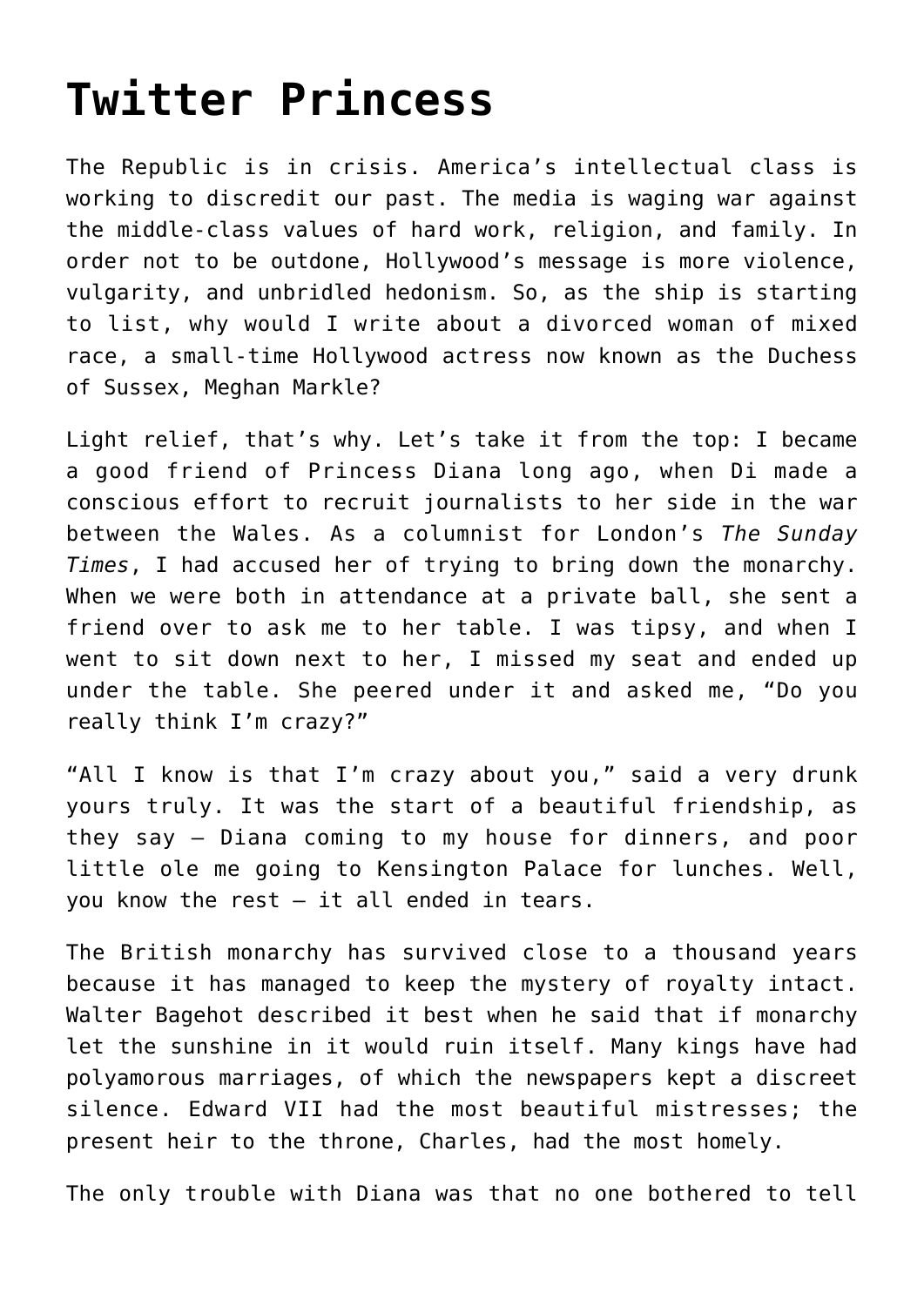# Twitter Princess

The Republic is in crisis. America's intellectual class is working to discredit our past. The media is waging war against the middle-class values of hard work, religion, and family. In order not to be outdone, Hollywood's message is more violence, vulgarity, and unbridled hedonism. So, as the ship is starting to list, why would I write about a divorced woman of mixed race, a small-time Hollywood actress now known as the Duchess of Sussex, Meghan Markle?

Light relief, that's why. Let's take it from the top: I became a good friend of Princess Diana long ago, when Di made a conscious effort to recruit journalists to her side in the war between the Wales. As a columnist for London's *The Sunday Times*, I had accused her of trying to bring down the monarchy. When we were both in attendance at a private ball, she sent a friend over to ask me to her table. I was tipsy, and when I went to sit down next to her, I missed my seat and ended up under the table. She peered under it and asked me, "Do you really think I'm crazy?"

"All I know is that I'm crazy about you," said a very drunk yours truly. It was the start of a beautiful friendship, as they say – Diana coming to my house for dinners, and poor little ole me going to Kensington Palace for lunches. Well, you know the rest – it all ended in tears.

The British monarchy has survived close to a thousand years because it has managed to keep the mystery of royalty intact. Walter Bagehot described it best when he said that if monarchy let the sunshine in it would ruin itself. Many kings have had polyamorous marriages, of which the newspapers kept a discreet silence. Edward VII had the most beautiful mistresses; the present heir to the throne, Charles, had the most homely.

The only trouble with Diana was that no one bothered to tell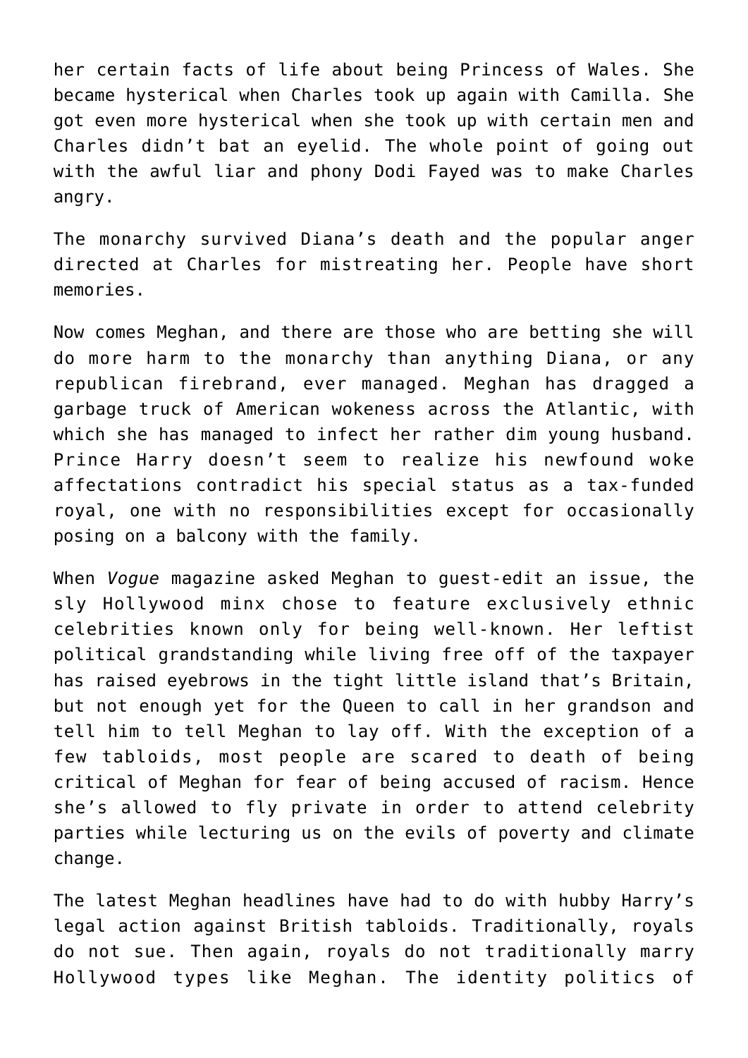her certain facts of life about being Princess of Wales. She became hysterical when Charles took up again with Camilla. She got even more hysterical when she took up with certain men and Charles didn't bat an eyelid. The whole point of going out with the awful liar and phony Dodi Fayed was to make Charles angry.

The monarchy survived Diana's death and the popular anger directed at Charles for mistreating her. People have short memories.

Now comes Meghan, and there are those who are betting she will do more harm to the monarchy than anything Diana, or any republican firebrand, ever managed. Meghan has dragged a garbage truck of American wokeness across the Atlantic, with which she has managed to infect her rather dim young husband. Prince Harry doesn't seem to realize his newfound woke affectations contradict his special status as a tax-funded royal, one with no responsibilities except for occasionally posing on a balcony with the family.

When *Vogue* magazine asked Meghan to guest-edit an issue, the sly Hollywood minx chose to feature exclusively ethnic celebrities known only for being well-known. Her leftist political grandstanding while living free off of the taxpayer has raised eyebrows in the tight little island that's Britain, but not enough yet for the Queen to call in her grandson and tell him to tell Meghan to lay off. With the exception of a few tabloids, most people are scared to death of being critical of Meghan for fear of being accused of racism. Hence she's allowed to fly private in order to attend celebrity parties while lecturing us on the evils of poverty and climate change.

The latest Meghan headlines have had to do with hubby Harry's legal action against British tabloids. Traditionally, royals do not sue. Then again, royals do not traditionally marry Hollywood types like Meghan. The identity politics of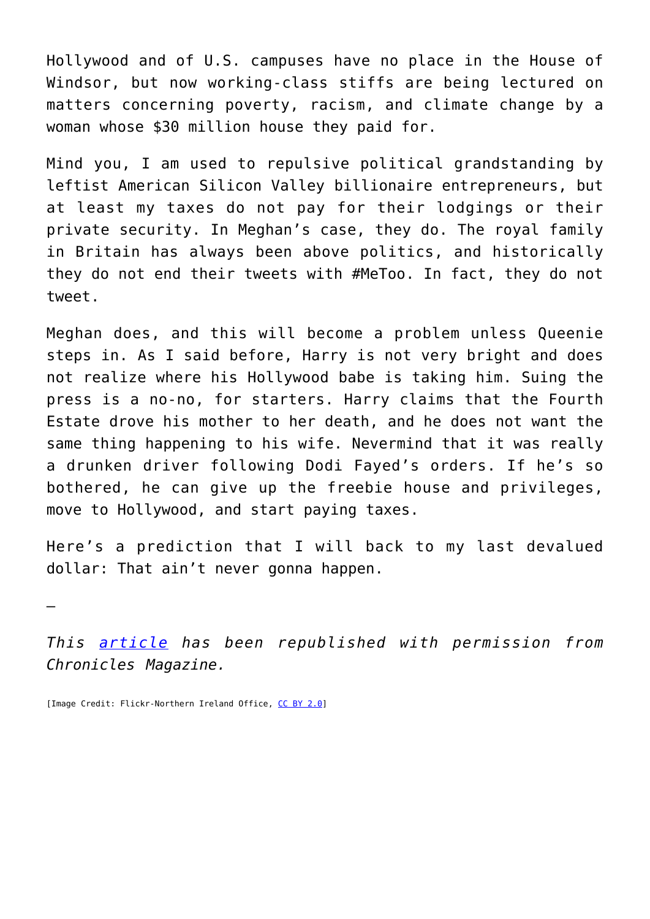Hollywood and of U.S. campuses have no place in the House of Windsor, but now working-class stiffs are being lectured on matters concerning poverty, racism, and climate change by a woman whose $30 million house they paid for.

Mind you, I am used to repulsive political grandstanding by leftist American Silicon Valley billionaire entrepreneurs, but at least my taxes do not pay for their lodgings or their private security. In Meghan's case, they do. The royal family in Britain has always been above politics, and historically they do not end their tweets with #MeToo. In fact, they do not tweet.

Meghan does, and this will become a problem unless Queenie steps in. As I said before, Harry is not very bright and does not realize where his Hollywood babe is taking him. Suing the press is a no-no, for starters. Harry claims that the Fourth Estate drove his mother to her death, and he does not want the same thing happening to his wife. Nevermind that it was really a drunken driver following Dodi Fayed's orders. If he's so bothered, he can give up the freebie house and privileges, move to Hollywood, and start paying taxes.

Here's a prediction that I will back to my last devalued dollar: That ain't never gonna happen.

—

*This [article](#) has been republished with permission from Chronicles Magazine.*

[Image Credit: Flickr-Northern Ireland Office, [CC BY 2.0](#)]